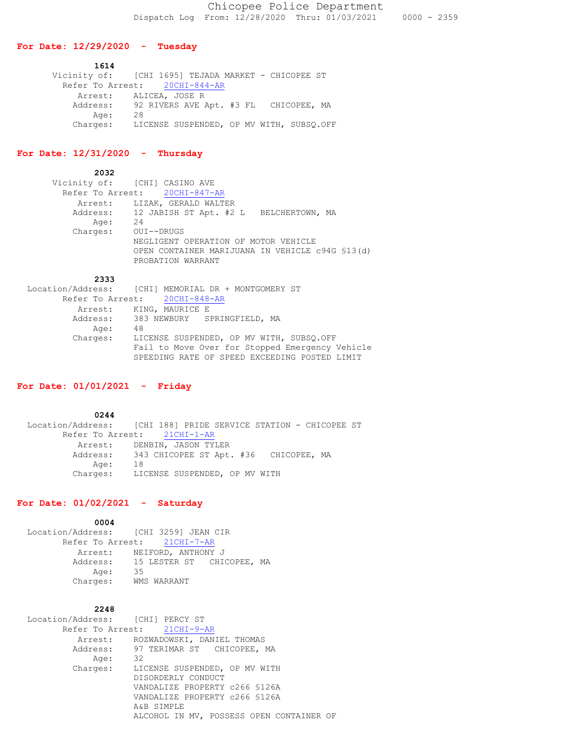# Chicopee Police Department

Dispatch Log From: 12/28/2020 Thru: 01/03/2021 0000 - 2359

## For Date: 12/29/2020 - Tuesday

**1614**

Vicinity of: [CHI 1695] TEJADA MARKET - CHICOPEE ST
Refer To Arrest: 20CHI-844-AR
Arrest: ALICEA, JOSE R
Address: 92 RIVERS AVE Apt. #3 FL CHICOPEE, MA
Age: 28
Charges: LICENSE SUSPENDED, OP MV WITH, SUBSQ.OFF

## For Date: 12/31/2020 - Thursday

**2032**

Vicinity of: [CHI] CASINO AVE
Refer To Arrest: 20CHI-847-AR
Arrest: LIZAK, GERALD WALTER
Address: 12 JABISH ST Apt. #2 L BELCHERTOWN, MA
Age: 24
Charges: OUI--DRUGS
NEGLIGENT OPERATION OF MOTOR VEHICLE
OPEN CONTAINER MARIJUANA IN VEHICLE c94G §13(d)
PROBATION WARRANT

**2333**

Location/Address: [CHI] MEMORIAL DR + MONTGOMERY ST
Refer To Arrest: 20CHI-848-AR
Arrest: KING, MAURICE E
Address: 383 NEWBURY SPRINGFIELD, MA
Age: 48
Charges: LICENSE SUSPENDED, OP MV WITH, SUBSQ.OFF
Fail to Move Over for Stopped Emergency Vehicle
SPEEDING RATE OF SPEED EXCEEDING POSTED LIMIT

## For Date: 01/01/2021 - Friday

**0244**

Location/Address: [CHI 188] PRIDE SERVICE STATION - CHICOPEE ST
Refer To Arrest: 21CHI-1-AR
Arrest: DENBIN, JASON TYLER
Address: 343 CHICOPEE ST Apt. #36 CHICOPEE, MA
Age: 18
Charges: LICENSE SUSPENDED, OP MV WITH

## For Date: 01/02/2021 - Saturday

**0004**

Location/Address: [CHI 3259] JEAN CIR
Refer To Arrest: 21CHI-7-AR
Arrest: NEIFORD, ANTHONY J
Address: 15 LESTER ST CHICOPEE, MA
Age: 35
Charges: WMS WARRANT

**2248**

Location/Address: [CHI] PERCY ST
Refer To Arrest: 21CHI-9-AR
Arrest: ROZWADOWSKI, DANIEL THOMAS
Address: 97 TERIMAR ST CHICOPEE, MA
Age: 32
Charges: LICENSE SUSPENDED, OP MV WITH
DISORDERLY CONDUCT
VANDALIZE PROPERTY c266 §126A
VANDALIZE PROPERTY c266 §126A
A&B SIMPLE
ALCOHOL IN MV, POSSESS OPEN CONTAINER OF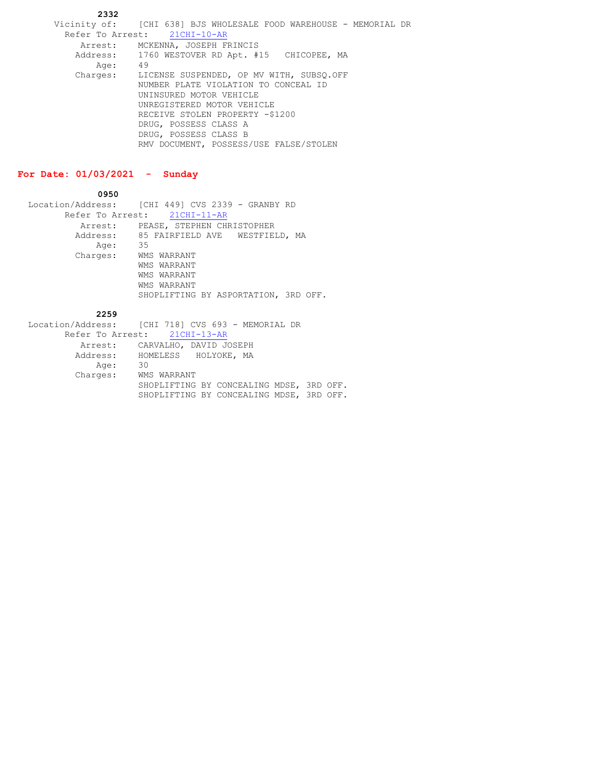**2332**

Vicinity of: [CHI 638] BJS WHOLESALE FOOD WAREHOUSE - MEMORIAL DR
Refer To Arrest: 21CHI-10-AR
Arrest: MCKENNA, JOSEPH FRINCIS
Address: 1760 WESTOVER RD Apt. #15 CHICOPEE, MA
Age: 49
Charges: LICENSE SUSPENDED, OP MV WITH, SUBSQ.OFF
NUMBER PLATE VIOLATION TO CONCEAL ID
UNINSURED MOTOR VEHICLE
UNREGISTERED MOTOR VEHICLE
RECEIVE STOLEN PROPERTY -$1200
DRUG, POSSESS CLASS A
DRUG, POSSESS CLASS B
RMV DOCUMENT, POSSESS/USE FALSE/STOLEN

## For Date: 01/03/2021 - Sunday

**0950**

Location/Address: [CHI 449] CVS 2339 - GRANBY RD
Refer To Arrest: 21CHI-11-AR
Arrest: PEASE, STEPHEN CHRISTOPHER
Address: 85 FAIRFIELD AVE WESTFIELD, MA
Age: 35
Charges: WMS WARRANT
WMS WARRANT
WMS WARRANT
WMS WARRANT
SHOPLIFTING BY ASPORTATION, 3RD OFF.

**2259**

Location/Address: [CHI 718] CVS 693 - MEMORIAL DR
Refer To Arrest: 21CHI-13-AR
Arrest: CARVALHO, DAVID JOSEPH
Address: HOMELESS HOLYOKE, MA
Age: 30
Charges: WMS WARRANT
SHOPLIFTING BY CONCEALING MDSE, 3RD OFF.
SHOPLIFTING BY CONCEALING MDSE, 3RD OFF.